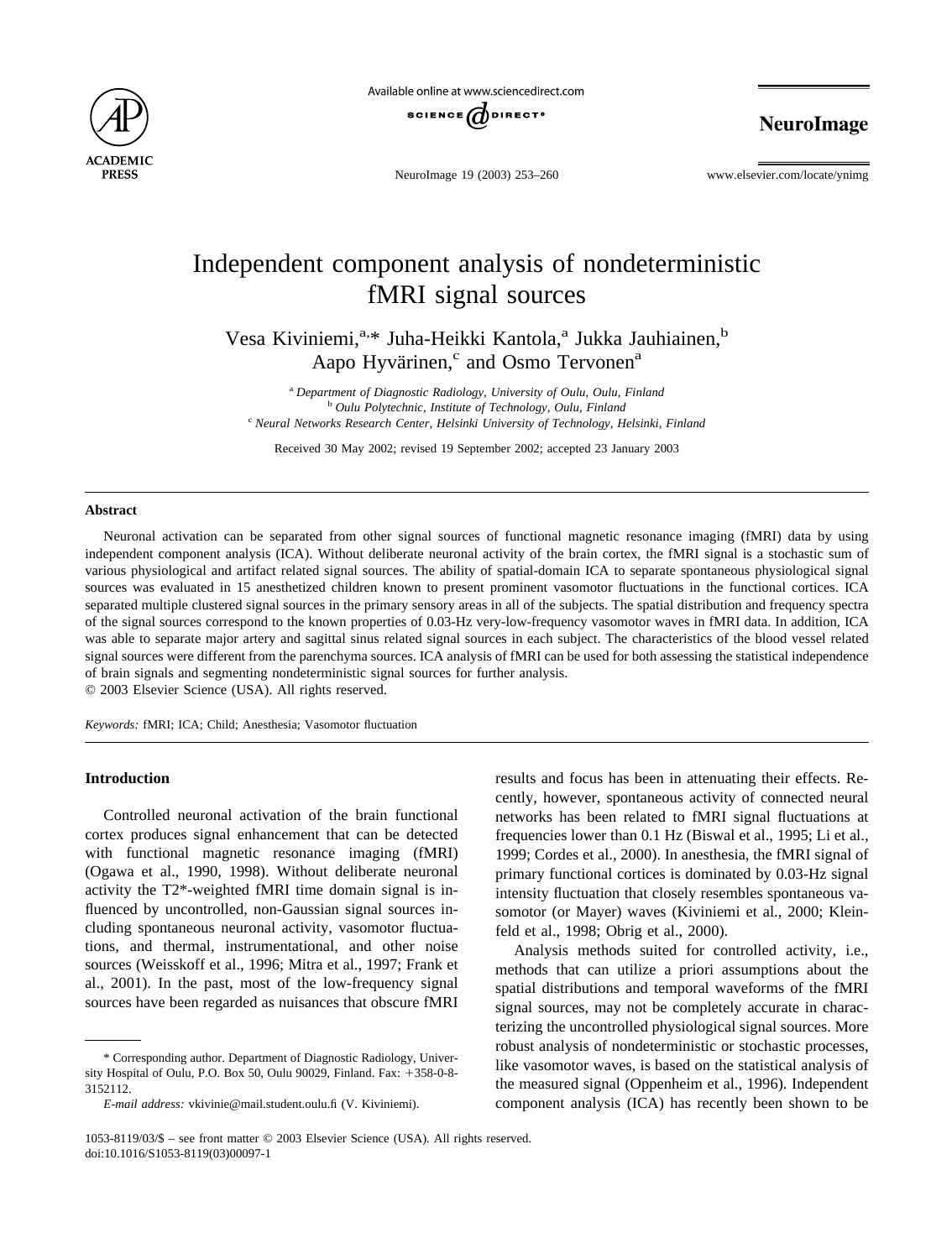# Independent component analysis of nondeterministic fMRI signal sources

Vesa Kiviniemi,[a,*] Juha-Heikki Kantola,[a] Jukka Jauhiainen,[b] Aapo Hyvärinen,[c] and Osmo Tervonen[a]

[a] *Department of Diagnostic Radiology, University of Oulu, Oulu, Finland*
[b] *Oulu Polytechnic, Institute of Technology, Oulu, Finland*
[c] *Neural Networks Research Center, Helsinki University of Technology, Helsinki, Finland*

Received 30 May 2002; revised 19 September 2002; accepted 23 January 2003

## Abstract

Neuronal activation can be separated from other signal sources of functional magnetic resonance imaging (fMRI) data by using independent component analysis (ICA). Without deliberate neuronal activity of the brain cortex, the fMRI signal is a stochastic sum of various physiological and artifact related signal sources. The ability of spatial-domain ICA to separate spontaneous physiological signal sources was evaluated in 15 anesthetized children known to present prominent vasomotor fluctuations in the functional cortices. ICA separated multiple clustered signal sources in the primary sensory areas in all of the subjects. The spatial distribution and frequency spectra of the signal sources correspond to the known properties of 0.03-Hz very-low-frequency vasomotor waves in fMRI data. In addition, ICA was able to separate major artery and sagittal sinus related signal sources in each subject. The characteristics of the blood vessel related signal sources were different from the parenchyma sources. ICA analysis of fMRI can be used for both assessing the statistical independence of brain signals and segmenting nondeterministic signal sources for further analysis.

© 2003 Elsevier Science (USA). All rights reserved.

*Keywords:* fMRI; ICA; Child; Anesthesia; Vasomotor fluctuation

## Introduction

Controlled neuronal activation of the brain functional cortex produces signal enhancement that can be detected with functional magnetic resonance imaging (fMRI) (Ogawa et al., 1990, 1998). Without deliberate neuronal activity the T2*-weighted fMRI time domain signal is influenced by uncontrolled, non-Gaussian signal sources including spontaneous neuronal activity, vasomotor fluctuations, and thermal, instrumentational, and other noise sources (Weisskoff et al., 1996; Mitra et al., 1997; Frank et al., 2001). In the past, most of the low-frequency signal sources have been regarded as nuisances that obscure fMRI results and focus has been in attenuating their effects. Recently, however, spontaneous activity of connected neural networks has been related to fMRI signal fluctuations at frequencies lower than 0.1 Hz (Biswal et al., 1995; Li et al., 1999; Cordes et al., 2000). In anesthesia, the fMRI signal of primary functional cortices is dominated by 0.03-Hz signal intensity fluctuation that closely resembles spontaneous vasomotor (or Mayer) waves (Kiviniemi et al., 2000; Kleinfeld et al., 1998; Obrig et al., 2000).

Analysis methods suited for controlled activity, i.e., methods that can utilize a priori assumptions about the spatial distributions and temporal waveforms of the fMRI signal sources, may not be completely accurate in characterizing the uncontrolled physiological signal sources. More robust analysis of nondeterministic or stochastic processes, like vasomotor waves, is based on the statistical analysis of the measured signal (Oppenheim et al., 1996). Independent component analysis (ICA) has recently been shown to be

\* Corresponding author. Department of Diagnostic Radiology, University Hospital of Oulu, P.O. Box 50, Oulu 90029, Finland. Fax: +358-0-8-3152112.

*E-mail address:* vkivinie@mail.student.oulu.fi (V. Kiviniemi).

1053-8119/03/$ – see front matter © 2003 Elsevier Science (USA). All rights reserved.
doi:10.1016/S1053-8119(03)00097-1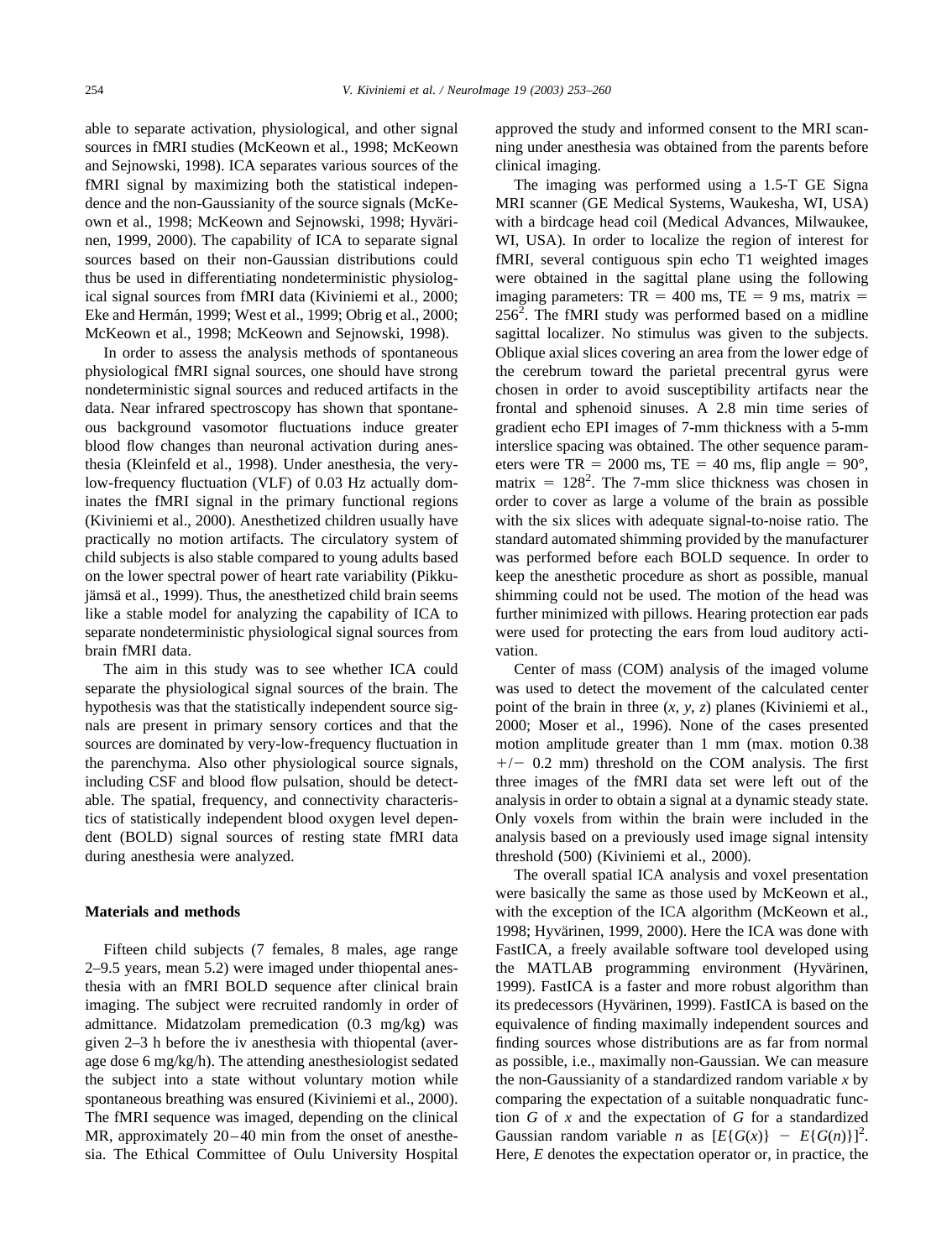able to separate activation, physiological, and other signal sources in fMRI studies (McKeown et al., 1998; McKeown and Sejnowski, 1998). ICA separates various sources of the fMRI signal by maximizing both the statistical independence and the non-Gaussianity of the source signals (McKeown et al., 1998; McKeown and Sejnowski, 1998; Hyvärinen, 1999, 2000). The capability of ICA to separate signal sources based on their non-Gaussian distributions could thus be used in differentiating nondeterministic physiological signal sources from fMRI data (Kiviniemi et al., 2000; Eke and Hermán, 1999; West et al., 1999; Obrig et al., 2000; McKeown et al., 1998; McKeown and Sejnowski, 1998).

In order to assess the analysis methods of spontaneous physiological fMRI signal sources, one should have strong nondeterministic signal sources and reduced artifacts in the data. Near infrared spectroscopy has shown that spontaneous background vasomotor fluctuations induce greater blood flow changes than neuronal activation during anesthesia (Kleinfeld et al., 1998). Under anesthesia, the very-low-frequency fluctuation (VLF) of 0.03 Hz actually dominates the fMRI signal in the primary functional regions (Kiviniemi et al., 2000). Anesthetized children usually have practically no motion artifacts. The circulatory system of child subjects is also stable compared to young adults based on the lower spectral power of heart rate variability (Pikkujämsä et al., 1999). Thus, the anesthetized child brain seems like a stable model for analyzing the capability of ICA to separate nondeterministic physiological signal sources from brain fMRI data.

The aim in this study was to see whether ICA could separate the physiological signal sources of the brain. The hypothesis was that the statistically independent source signals are present in primary sensory cortices and that the sources are dominated by very-low-frequency fluctuation in the parenchyma. Also other physiological source signals, including CSF and blood flow pulsation, should be detectable. The spatial, frequency, and connectivity characteristics of statistically independent blood oxygen level dependent (BOLD) signal sources of resting state fMRI data during anesthesia were analyzed.

## Materials and methods

Fifteen child subjects (7 females, 8 males, age range 2–9.5 years, mean 5.2) were imaged under thiopental anesthesia with an fMRI BOLD sequence after clinical brain imaging. The subject were recruited randomly in order of admittance. Midatzolam premedication (0.3 mg/kg) was given 2–3 h before the iv anesthesia with thiopental (average dose 6 mg/kg/h). The attending anesthesiologist sedated the subject into a state without voluntary motion while spontaneous breathing was ensured (Kiviniemi et al., 2000). The fMRI sequence was imaged, depending on the clinical MR, approximately 20–40 min from the onset of anesthesia. The Ethical Committee of Oulu University Hospital approved the study and informed consent to the MRI scanning under anesthesia was obtained from the parents before clinical imaging.

The imaging was performed using a 1.5-T GE Signa MRI scanner (GE Medical Systems, Waukesha, WI, USA) with a birdcage head coil (Medical Advances, Milwaukee, WI, USA). In order to localize the region of interest for fMRI, several contiguous spin echo T1 weighted images were obtained in the sagittal plane using the following imaging parameters: TR = 400 ms, TE = 9 ms, matrix = $256^2$. The fMRI study was performed based on a midline sagittal localizer. No stimulus was given to the subjects. Oblique axial slices covering an area from the lower edge of the cerebrum toward the parietal precentral gyrus were chosen in order to avoid susceptibility artifacts near the frontal and sphenoid sinuses. A 2.8 min time series of gradient echo EPI images of 7-mm thickness with a 5-mm interslice spacing was obtained. The other sequence parameters were TR = 2000 ms, TE = 40 ms, flip angle = 90°, matrix = $128^2$. The 7-mm slice thickness was chosen in order to cover as large a volume of the brain as possible with the six slices with adequate signal-to-noise ratio. The standard automated shimming provided by the manufacturer was performed before each BOLD sequence. In order to keep the anesthetic procedure as short as possible, manual shimming could not be used. The motion of the head was further minimized with pillows. Hearing protection ear pads were used for protecting the ears from loud auditory activation.

Center of mass (COM) analysis of the imaged volume was used to detect the movement of the calculated center point of the brain in three $(x, y, z)$ planes (Kiviniemi et al., 2000; Moser et al., 1996). None of the cases presented motion amplitude greater than 1 mm (max. motion 0.38 +/− 0.2 mm) threshold on the COM analysis. The first three images of the fMRI data set were left out of the analysis in order to obtain a signal at a dynamic steady state. Only voxels from within the brain were included in the analysis based on a previously used image signal intensity threshold (500) (Kiviniemi et al., 2000).

The overall spatial ICA analysis and voxel presentation were basically the same as those used by McKeown et al., with the exception of the ICA algorithm (McKeown et al., 1998; Hyvärinen, 1999, 2000). Here the ICA was done with FastICA, a freely available software tool developed using the MATLAB programming environment (Hyvärinen, 1999). FastICA is a faster and more robust algorithm than its predecessors (Hyvärinen, 1999). FastICA is based on the equivalence of finding maximally independent sources and finding sources whose distributions are as far from normal as possible, i.e., maximally non-Gaussian. We can measure the non-Gaussianity of a standardized random variable $x$ by comparing the expectation of a suitable nonquadratic function $G$ of $x$ and the expectation of $G$ for a standardized Gaussian random variable $n$ as $[E\{G(x)\} - E\{G(n)\}]^2$. Here, $E$ denotes the expectation operator or, in practice, the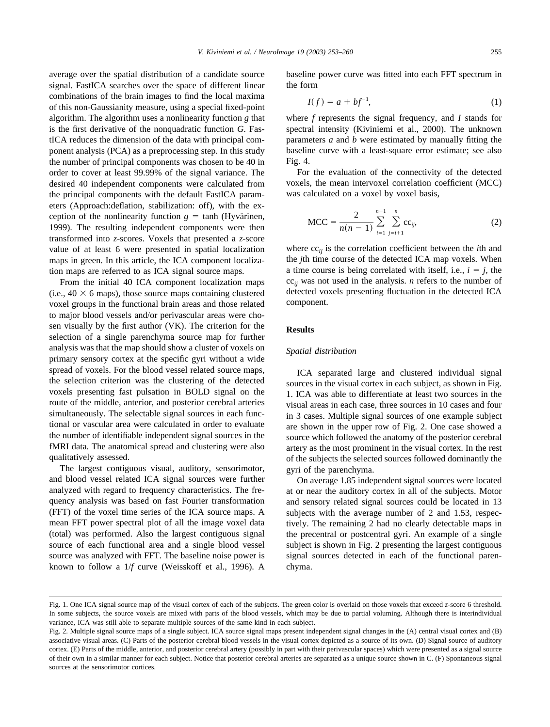average over the spatial distribution of a candidate source signal. FastICA searches over the space of different linear combinations of the brain images to find the local maxima of this non-Gaussianity measure, using a special fixed-point algorithm. The algorithm uses a nonlinearity function $g$ that is the first derivative of the nonquadratic function $G$. FastICA reduces the dimension of the data with principal component analysis (PCA) as a preprocessing step. In this study the number of principal components was chosen to be 40 in order to cover at least 99.99% of the signal variance. The desired 40 independent components were calculated from the principal components with the default FastICA parameters (Approach:deflation, stabilization: off), with the exception of the nonlinearity function $g = \tanh$ (Hyvärinen, 1999). The resulting independent components were then transformed into $z$-scores. Voxels that presented a $z$-score value of at least 6 were presented in spatial localization maps in green. In this article, the ICA component localization maps are referred to as ICA signal source maps.

From the initial 40 ICA component localization maps (i.e., $40 \times 6$ maps), those source maps containing clustered voxel groups in the functional brain areas and those related to major blood vessels and/or perivascular areas were chosen visually by the first author (VK). The criterion for the selection of a single parenchyma source map for further analysis was that the map should show a cluster of voxels on primary sensory cortex at the specific gyri without a wide spread of voxels. For the blood vessel related source maps, the selection criterion was the clustering of the detected voxels presenting fast pulsation in BOLD signal on the route of the middle, anterior, and posterior cerebral arteries simultaneously. The selectable signal sources in each functional or vascular area were calculated in order to evaluate the number of identifiable independent signal sources in the fMRI data. The anatomical spread and clustering were also qualitatively assessed.

The largest contiguous visual, auditory, sensorimotor, and blood vessel related ICA signal sources were further analyzed with regard to frequency characteristics. The frequency analysis was based on fast Fourier transformation (FFT) of the voxel time series of the ICA source maps. A mean FFT power spectral plot of all the image voxel data (total) was performed. Also the largest contiguous signal source of each functional area and a single blood vessel source was analyzed with FFT. The baseline noise power is known to follow a $1/f$ curve (Weisskoff et al., 1996). A baseline power curve was fitted into each FFT spectrum in the form

$$I(f) = a + bf^{-1}, \tag{1}$$

where $f$ represents the signal frequency, and $I$ stands for spectral intensity (Kiviniemi et al., 2000). The unknown parameters $a$ and $b$ were estimated by manually fitting the baseline curve with a least-square error estimate; see also Fig. 4.

For the evaluation of the connectivity of the detected voxels, the mean intervoxel correlation coefficient (MCC) was calculated on a voxel by voxel basis,

$$\text{MCC} = \frac{2}{n(n-1)} \sum_{i=1}^{n-1} \sum_{j=i+1}^{n} \text{cc}_{ij}, \tag{2}$$

where $\text{cc}_{ij}$ is the correlation coefficient between the $i$th and the $j$th time course of the detected ICA map voxels. When a time course is being correlated with itself, i.e., $i = j$, the $\text{cc}_{ij}$ was not used in the analysis. $n$ refers to the number of detected voxels presenting fluctuation in the detected ICA component.

## Results

### *Spatial distribution*

ICA separated large and clustered individual signal sources in the visual cortex in each subject, as shown in Fig. 1. ICA was able to differentiate at least two sources in the visual areas in each case, three sources in 10 cases and four in 3 cases. Multiple signal sources of one example subject are shown in the upper row of Fig. 2. One case showed a source which followed the anatomy of the posterior cerebral artery as the most prominent in the visual cortex. In the rest of the subjects the selected sources followed dominantly the gyri of the parenchyma.

On average 1.85 independent signal sources were located at or near the auditory cortex in all of the subjects. Motor and sensory related signal sources could be located in 13 subjects with the average number of 2 and 1.53, respectively. The remaining 2 had no clearly detectable maps in the precentral or postcentral gyri. An example of a single subject is shown in Fig. 2 presenting the largest contiguous signal sources detected in each of the functional parenchyma.

Fig. 1. One ICA signal source map of the visual cortex of each of the subjects. The green color is overlaid on those voxels that exceed $z$-score 6 threshold. In some subjects, the source voxels are mixed with parts of the blood vessels, which may be due to partial voluming. Although there is interindividual variance, ICA was still able to separate multiple sources of the same kind in each subject.

Fig. 2. Multiple signal source maps of a single subject. ICA source signal maps present independent signal changes in the (A) central visual cortex and (B) associative visual areas. (C) Parts of the posterior cerebral blood vessels in the visual cortex depicted as a source of its own. (D) Signal source of auditory cortex. (E) Parts of the middle, anterior, and posterior cerebral artery (possibly in part with their perivascular spaces) which were presented as a signal source of their own in a similar manner for each subject. Notice that posterior cerebral arteries are separated as a unique source shown in C. (F) Spontaneous signal sources at the sensorimotor cortices.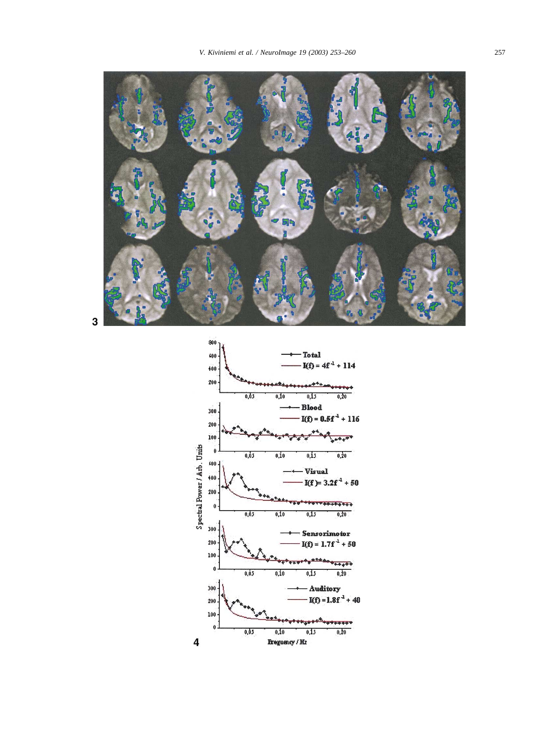3

Spectral Power / Arb. Units

- Total — $I(f) = 4f^{-1} + 114$
- Blood — $I(f) = 0.5f^{-1} + 116$
- Visual — $I(f) = 3.2f^{-1} + 50$
- Sensorimotor — $I(f) = 1.7f^{-1} + 50$
- Auditory — $I(f) = 1.8f^{-1} + 40$

Frequency / Hz

4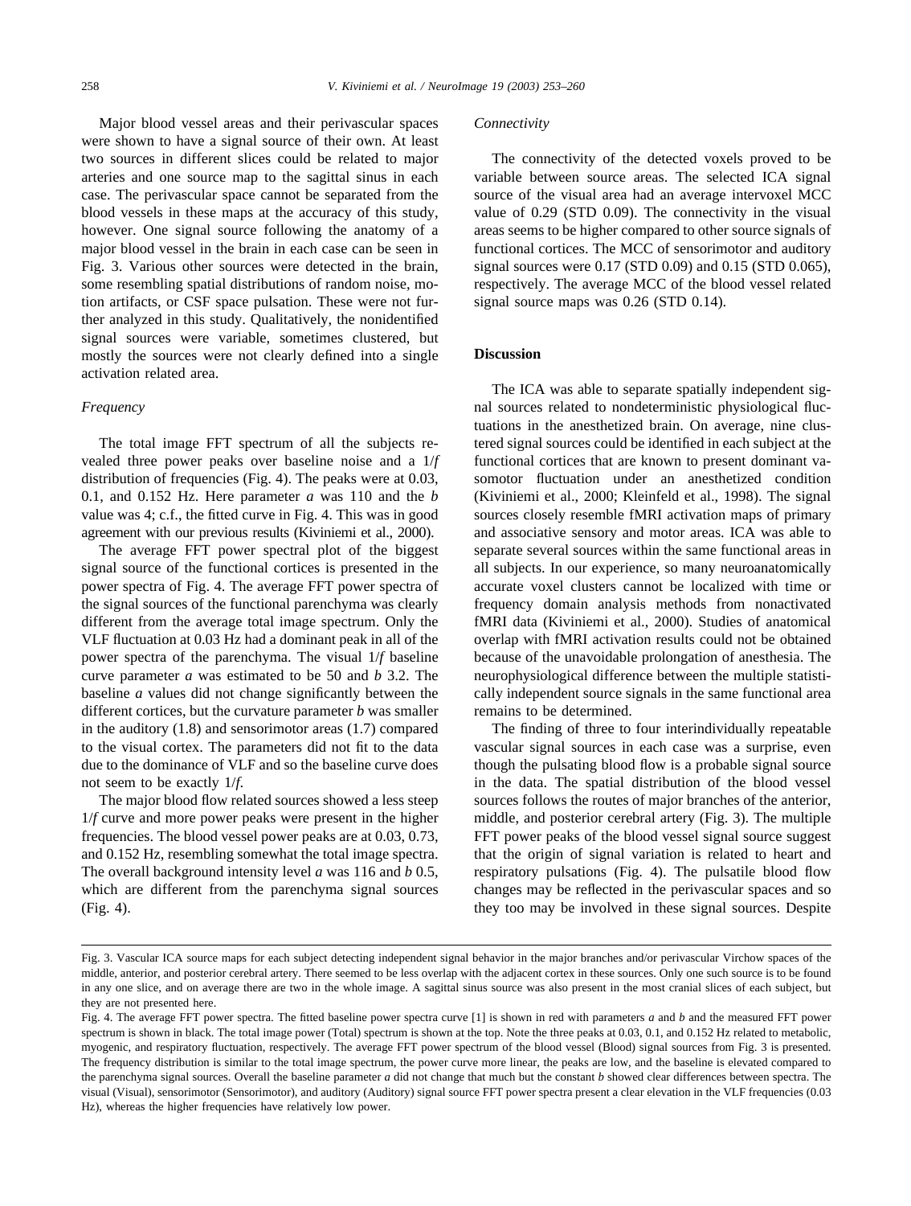Major blood vessel areas and their perivascular spaces were shown to have a signal source of their own. At least two sources in different slices could be related to major arteries and one source map to the sagittal sinus in each case. The perivascular space cannot be separated from the blood vessels in these maps at the accuracy of this study, however. One signal source following the anatomy of a major blood vessel in the brain in each case can be seen in Fig. 3. Various other sources were detected in the brain, some resembling spatial distributions of random noise, motion artifacts, or CSF space pulsation. These were not further analyzed in this study. Qualitatively, the nonidentified signal sources were variable, sometimes clustered, but mostly the sources were not clearly defined into a single activation related area.

### *Frequency*

The total image FFT spectrum of all the subjects revealed three power peaks over baseline noise and a 1/*f* distribution of frequencies (Fig. 4). The peaks were at 0.03, 0.1, and 0.152 Hz. Here parameter *a* was 110 and the *b* value was 4; c.f., the fitted curve in Fig. 4. This was in good agreement with our previous results (Kiviniemi et al., 2000).

The average FFT power spectral plot of the biggest signal source of the functional cortices is presented in the power spectra of Fig. 4. The average FFT power spectra of the signal sources of the functional parenchyma was clearly different from the average total image spectrum. Only the VLF fluctuation at 0.03 Hz had a dominant peak in all of the power spectra of the parenchyma. The visual 1/*f* baseline curve parameter *a* was estimated to be 50 and *b* 3.2. The baseline *a* values did not change significantly between the different cortices, but the curvature parameter *b* was smaller in the auditory (1.8) and sensorimotor areas (1.7) compared to the visual cortex. The parameters did not fit to the data due to the dominance of VLF and so the baseline curve does not seem to be exactly 1/*f*.

The major blood flow related sources showed a less steep 1/*f* curve and more power peaks were present in the higher frequencies. The blood vessel power peaks are at 0.03, 0.73, and 0.152 Hz, resembling somewhat the total image spectra. The overall background intensity level *a* was 116 and *b* 0.5, which are different from the parenchyma signal sources (Fig. 4).

### *Connectivity*

The connectivity of the detected voxels proved to be variable between source areas. The selected ICA signal source of the visual area had an average intervoxel MCC value of 0.29 (STD 0.09). The connectivity in the visual areas seems to be higher compared to other source signals of functional cortices. The MCC of sensorimotor and auditory signal sources were 0.17 (STD 0.09) and 0.15 (STD 0.065), respectively. The average MCC of the blood vessel related signal source maps was 0.26 (STD 0.14).

## **Discussion**

The ICA was able to separate spatially independent signal sources related to nondeterministic physiological fluctuations in the anesthetized brain. On average, nine clustered signal sources could be identified in each subject at the functional cortices that are known to present dominant vasomotor fluctuation under an anesthetized condition (Kiviniemi et al., 2000; Kleinfeld et al., 1998). The signal sources closely resemble fMRI activation maps of primary and associative sensory and motor areas. ICA was able to separate several sources within the same functional areas in all subjects. In our experience, so many neuroanatomically accurate voxel clusters cannot be localized with time or frequency domain analysis methods from nonactivated fMRI data (Kiviniemi et al., 2000). Studies of anatomical overlap with fMRI activation results could not be obtained because of the unavoidable prolongation of anesthesia. The neurophysiological difference between the multiple statistically independent source signals in the same functional area remains to be determined.

The finding of three to four interindividually repeatable vascular signal sources in each case was a surprise, even though the pulsating blood flow is a probable signal source in the data. The spatial distribution of the blood vessel sources follows the routes of major branches of the anterior, middle, and posterior cerebral artery (Fig. 3). The multiple FFT power peaks of the blood vessel signal source suggest that the origin of signal variation is related to heart and respiratory pulsations (Fig. 4). The pulsatile blood flow changes may be reflected in the perivascular spaces and so they too may be involved in these signal sources. Despite

Fig. 3. Vascular ICA source maps for each subject detecting independent signal behavior in the major branches and/or perivascular Virchow spaces of the middle, anterior, and posterior cerebral artery. There seemed to be less overlap with the adjacent cortex in these sources. Only one such source is to be found in any one slice, and on average there are two in the whole image. A sagittal sinus source was also present in the most cranial slices of each subject, but they are not presented here.

Fig. 4. The average FFT power spectra. The fitted baseline power spectra curve [1] is shown in red with parameters *a* and *b* and the measured FFT power spectrum is shown in black. The total image power (Total) spectrum is shown at the top. Note the three peaks at 0.03, 0.1, and 0.152 Hz related to metabolic, myogenic, and respiratory fluctuation, respectively. The average FFT power spectrum of the blood vessel (Blood) signal sources from Fig. 3 is presented. The frequency distribution is similar to the total image spectrum, the power curve more linear, the peaks are low, and the baseline is elevated compared to the parenchyma signal sources. Overall the baseline parameter *a* did not change that much but the constant *b* showed clear differences between spectra. The visual (Visual), sensorimotor (Sensorimotor), and auditory (Auditory) signal source FFT power spectra present a clear elevation in the VLF frequencies (0.03 Hz), whereas the higher frequencies have relatively low power.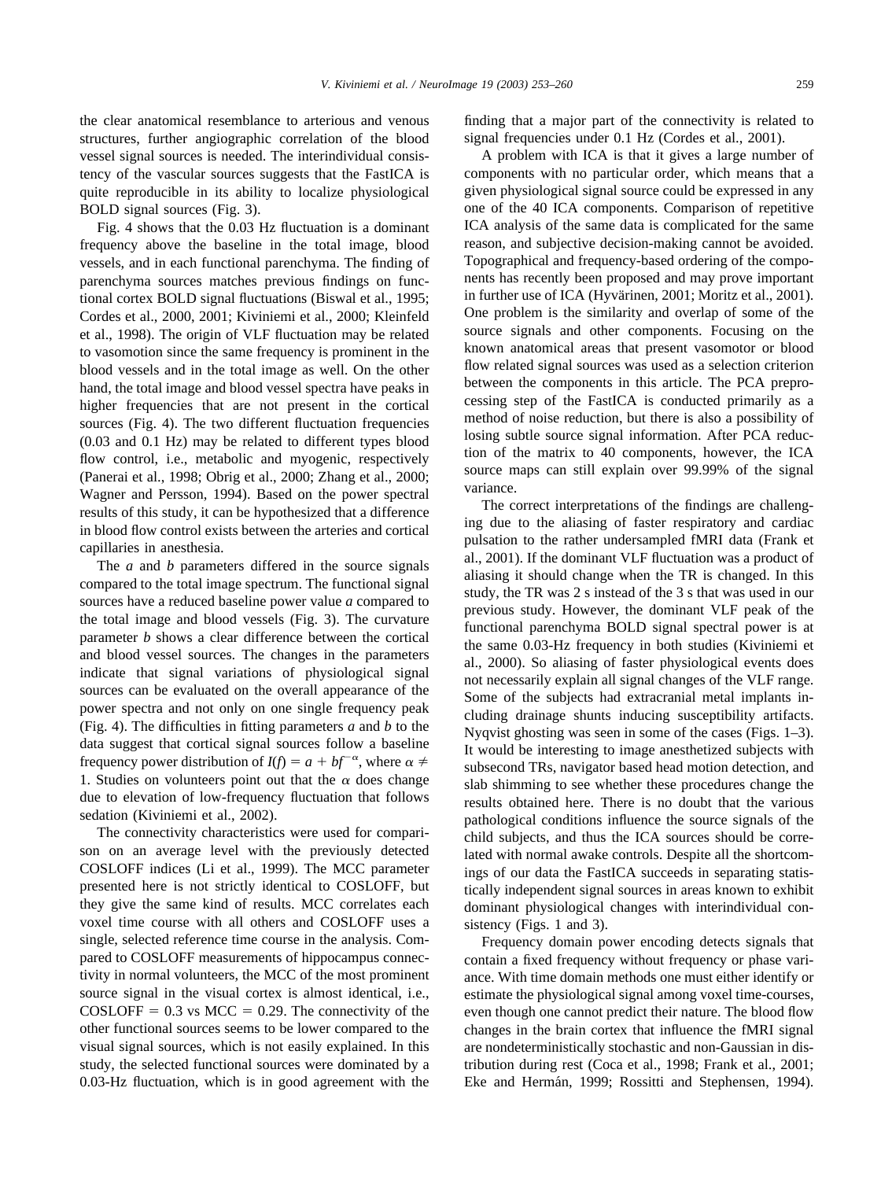the clear anatomical resemblance to arterious and venous structures, further angiographic correlation of the blood vessel signal sources is needed. The interindividual consistency of the vascular sources suggests that the FastICA is quite reproducible in its ability to localize physiological BOLD signal sources (Fig. 3).

Fig. 4 shows that the 0.03 Hz fluctuation is a dominant frequency above the baseline in the total image, blood vessels, and in each functional parenchyma. The finding of parenchyma sources matches previous findings on functional cortex BOLD signal fluctuations (Biswal et al., 1995; Cordes et al., 2000, 2001; Kiviniemi et al., 2000; Kleinfeld et al., 1998). The origin of VLF fluctuation may be related to vasomotion since the same frequency is prominent in the blood vessels and in the total image as well. On the other hand, the total image and blood vessel spectra have peaks in higher frequencies that are not present in the cortical sources (Fig. 4). The two different fluctuation frequencies (0.03 and 0.1 Hz) may be related to different types blood flow control, i.e., metabolic and myogenic, respectively (Panerai et al., 1998; Obrig et al., 2000; Zhang et al., 2000; Wagner and Persson, 1994). Based on the power spectral results of this study, it can be hypothesized that a difference in blood flow control exists between the arteries and cortical capillaries in anesthesia.

The *a* and *b* parameters differed in the source signals compared to the total image spectrum. The functional signal sources have a reduced baseline power value *a* compared to the total image and blood vessels (Fig. 3). The curvature parameter *b* shows a clear difference between the cortical and blood vessel sources. The changes in the parameters indicate that signal variations of physiological signal sources can be evaluated on the overall appearance of the power spectra and not only on one single frequency peak (Fig. 4). The difficulties in fitting parameters *a* and *b* to the data suggest that cortical signal sources follow a baseline frequency power distribution of $I(f) = a + bf^{-\alpha}$, where $\alpha \neq 1$. Studies on volunteers point out that the $\alpha$ does change due to elevation of low-frequency fluctuation that follows sedation (Kiviniemi et al., 2002).

The connectivity characteristics were used for comparison on an average level with the previously detected COSLOFF indices (Li et al., 1999). The MCC parameter presented here is not strictly identical to COSLOFF, but they give the same kind of results. MCC correlates each voxel time course with all others and COSLOFF uses a single, selected reference time course in the analysis. Compared to COSLOFF measurements of hippocampus connectivity in normal volunteers, the MCC of the most prominent source signal in the visual cortex is almost identical, i.e., COSLOFF = 0.3 vs MCC = 0.29. The connectivity of the other functional sources seems to be lower compared to the visual signal sources, which is not easily explained. In this study, the selected functional sources were dominated by a 0.03-Hz fluctuation, which is in good agreement with the finding that a major part of the connectivity is related to signal frequencies under 0.1 Hz (Cordes et al., 2001).

A problem with ICA is that it gives a large number of components with no particular order, which means that a given physiological signal source could be expressed in any one of the 40 ICA components. Comparison of repetitive ICA analysis of the same data is complicated for the same reason, and subjective decision-making cannot be avoided. Topographical and frequency-based ordering of the components has recently been proposed and may prove important in further use of ICA (Hyvärinen, 2001; Moritz et al., 2001). One problem is the similarity and overlap of some of the source signals and other components. Focusing on the known anatomical areas that present vasomotor or blood flow related signal sources was used as a selection criterion between the components in this article. The PCA preprocessing step of the FastICA is conducted primarily as a method of noise reduction, but there is also a possibility of losing subtle source signal information. After PCA reduction of the matrix to 40 components, however, the ICA source maps can still explain over 99.99% of the signal variance.

The correct interpretations of the findings are challenging due to the aliasing of faster respiratory and cardiac pulsation to the rather undersampled fMRI data (Frank et al., 2001). If the dominant VLF fluctuation was a product of aliasing it should change when the TR is changed. In this study, the TR was 2 s instead of the 3 s that was used in our previous study. However, the dominant VLF peak of the functional parenchyma BOLD signal spectral power is at the same 0.03-Hz frequency in both studies (Kiviniemi et al., 2000). So aliasing of faster physiological events does not necessarily explain all signal changes of the VLF range. Some of the subjects had extracranial metal implants including drainage shunts inducing susceptibility artifacts. Nyqvist ghosting was seen in some of the cases (Figs. 1–3). It would be interesting to image anesthetized subjects with subsecond TRs, navigator based head motion detection, and slab shimming to see whether these procedures change the results obtained here. There is no doubt that the various pathological conditions influence the source signals of the child subjects, and thus the ICA sources should be correlated with normal awake controls. Despite all the shortcomings of our data the FastICA succeeds in separating statistically independent signal sources in areas known to exhibit dominant physiological changes with interindividual consistency (Figs. 1 and 3).

Frequency domain power encoding detects signals that contain a fixed frequency without frequency or phase variance. With time domain methods one must either identify or estimate the physiological signal among voxel time-courses, even though one cannot predict their nature. The blood flow changes in the brain cortex that influence the fMRI signal are nondeterministically stochastic and non-Gaussian in distribution during rest (Coca et al., 1998; Frank et al., 2001; Eke and Hermán, 1999; Rossitti and Stephensen, 1994).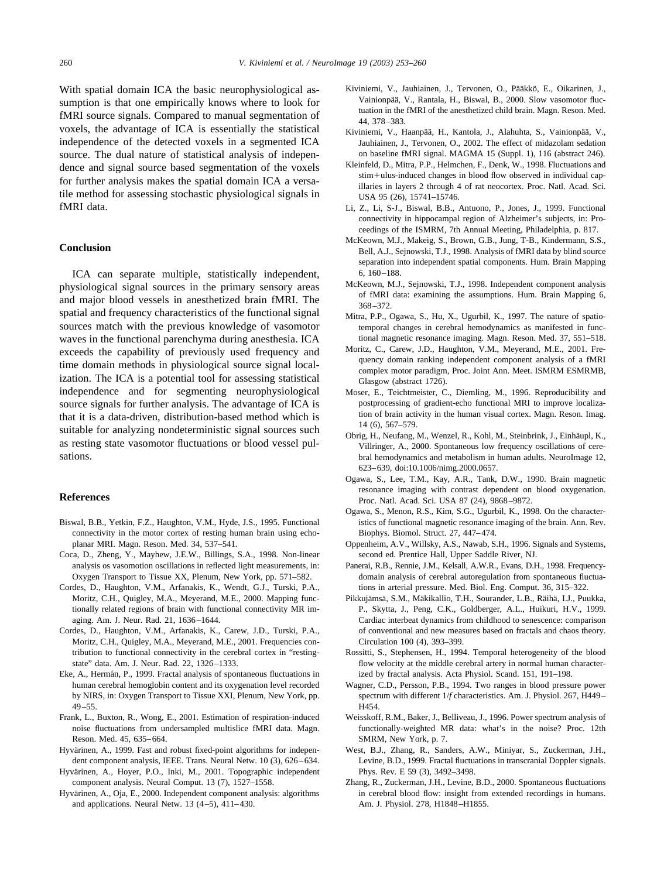With spatial domain ICA the basic neurophysiological assumption is that one empirically knows where to look for fMRI source signals. Compared to manual segmentation of voxels, the advantage of ICA is essentially the statistical independence of the detected voxels in a segmented ICA source. The dual nature of statistical analysis of independence and signal source based segmentation of the voxels for further analysis makes the spatial domain ICA a versatile method for assessing stochastic physiological signals in fMRI data.

## Conclusion

ICA can separate multiple, statistically independent, physiological signal sources in the primary sensory areas and major blood vessels in anesthetized brain fMRI. The spatial and frequency characteristics of the functional signal sources match with the previous knowledge of vasomotor waves in the functional parenchyma during anesthesia. ICA exceeds the capability of previously used frequency and time domain methods in physiological source signal localization. The ICA is a potential tool for assessing statistical independence and for segmenting neurophysiological source signals for further analysis. The advantage of ICA is that it is a data-driven, distribution-based method which is suitable for analyzing nondeterministic signal sources such as resting state vasomotor fluctuations or blood vessel pulsations.

## References

Biswal, B.B., Yetkin, F.Z., Haughton, V.M., Hyde, J.S., 1995. Functional connectivity in the motor cortex of resting human brain using echo-planar MRI. Magn. Reson. Med. 34, 537–541.

Coca, D., Zheng, Y., Mayhew, J.E.W., Billings, S.A., 1998. Non-linear analysis os vasomotion oscillations in reflected light measurements, in: Oxygen Transport to Tissue XX, Plenum, New York, pp. 571–582.

Cordes, D., Haughton, V.M., Arfanakis, K., Wendt, G.J., Turski, P.A., Moritz, C.H., Quigley, M.A., Meyerand, M.E., 2000. Mapping functionally related regions of brain with functional connectivity MR imaging. Am. J. Neur. Rad. 21, 1636–1644.

Cordes, D., Haughton, V.M., Arfanakis, K., Carew, J.D., Turski, P.A., Moritz, C.H., Quigley, M.A., Meyerand, M.E., 2001. Frequencies contribution to functional connectivity in the cerebral cortex in "resting-state" data. Am. J. Neur. Rad. 22, 1326–1333.

Eke, A., Hermán, P., 1999. Fractal analysis of spontaneous fluctuations in human cerebral hemoglobin content and its oxygenation level recorded by NIRS, in: Oxygen Transport to Tissue XXI, Plenum, New York, pp. 49–55.

Frank, L., Buxton, R., Wong, E., 2001. Estimation of respiration-induced noise fluctuations from undersampled multislice fMRI data. Magn. Reson. Med. 45, 635–664.

Hyvärinen, A., 1999. Fast and robust fixed-point algorithms for independent component analysis, IEEE. Trans. Neural Netw. 10 (3), 626–634.

Hyvärinen, A., Hoyer, P.O., Inki, M., 2001. Topographic independent component analysis. Neural Comput. 13 (7), 1527–1558.

Hyvärinen, A., Oja, E., 2000. Independent component analysis: algorithms and applications. Neural Netw. 13 (4–5), 411–430.

Kiviniemi, V., Jauhiainen, J., Tervonen, O., Pääkkö, E., Oikarinen, J., Vainionpää, V., Rantala, H., Biswal, B., 2000. Slow vasomotor fluctuation in the fMRI of the anesthetized child brain. Magn. Reson. Med. 44, 378–383.

Kiviniemi, V., Haanpää, H., Kantola, J., Alahuhta, S., Vainionpää, V., Jauhiainen, J., Tervonen, O., 2002. The effect of midazolam sedation on baseline fMRI signal. MAGMA 15 (Suppl. 1), 116 (abstract 246).

Kleinfeld, D., Mitra, P.P., Helmchen, F., Denk, W., 1998. Fluctuations and stim+ulus-induced changes in blood flow observed in individual capillaries in layers 2 through 4 of rat neocortex. Proc. Natl. Acad. Sci. USA 95 (26), 15741–15746.

Li, Z., Li, S-J., Biswal, B.B., Antuono, P., Jones, J., 1999. Functional connectivity in hippocampal region of Alzheimer's subjects, in: Proceedings of the ISMRM, 7th Annual Meeting, Philadelphia, p. 817.

McKeown, M.J., Makeig, S., Brown, G.B., Jung, T-B., Kindermann, S.S., Bell, A.J., Sejnowski, T.J., 1998. Analysis of fMRI data by blind source separation into independent spatial components. Hum. Brain Mapping 6, 160–188.

McKeown, M.J., Sejnowski, T.J., 1998. Independent component analysis of fMRI data: examining the assumptions. Hum. Brain Mapping 6, 368–372.

Mitra, P.P., Ogawa, S., Hu, X., Ugurbil, K., 1997. The nature of spatiotemporal changes in cerebral hemodynamics as manifested in functional magnetic resonance imaging. Magn. Reson. Med. 37, 551–518.

Moritz, C., Carew, J.D., Haughton, V.M., Meyerand, M.E., 2001. Frequency domain ranking independent component analysis of a fMRI complex motor paradigm, Proc. Joint Ann. Meet. ISMRM ESMRMB, Glasgow (abstract 1726).

Moser, E., Teichtmeister, C., Diemling, M., 1996. Reproducibility and postprocessing of gradient-echo functional MRI to improve localization of brain activity in the human visual cortex. Magn. Reson. Imag. 14 (6), 567–579.

Obrig, H., Neufang, M., Wenzel, R., Kohl, M., Steinbrink, J., Einhäupl, K., Villringer, A., 2000. Spontaneous low frequency oscillations of cerebral hemodynamics and metabolism in human adults. NeuroImage 12, 623–639, doi:10.1006/nimg.2000.0657.

Ogawa, S., Lee, T.M., Kay, A.R., Tank, D.W., 1990. Brain magnetic resonance imaging with contrast dependent on blood oxygenation. Proc. Natl. Acad. Sci. USA 87 (24), 9868–9872.

Ogawa, S., Menon, R.S., Kim, S.G., Ugurbil, K., 1998. On the characteristics of functional magnetic resonance imaging of the brain. Ann. Rev. Biophys. Biomol. Struct. 27, 447–474.

Oppenheim, A.V., Willsky, A.S., Nawab, S.H., 1996. Signals and Systems, second ed. Prentice Hall, Upper Saddle River, NJ.

Panerai, R.B., Rennie, J.M., Kelsall, A.W.R., Evans, D.H., 1998. Frequency-domain analysis of cerebral autoregulation from spontaneous fluctuations in arterial pressure. Med. Biol. Eng. Comput. 36, 315–322.

Pikkujämsä, S.M., Mäkikallio, T.H., Sourander, L.B., Räihä, I.J., Puukka, P., Skytta, J., Peng, C.K., Goldberger, A.L., Huikuri, H.V., 1999. Cardiac interbeat dynamics from childhood to senescence: comparison of conventional and new measures based on fractals and chaos theory. Circulation 100 (4), 393–399.

Rossitti, S., Stephensen, H., 1994. Temporal heterogeneity of the blood flow velocity at the middle cerebral artery in normal human characterized by fractal analysis. Acta Physiol. Scand. 151, 191–198.

Wagner, C.D., Persson, P.B., 1994. Two ranges in blood pressure power spectrum with different 1/*f* characteristics. Am. J. Physiol. 267, H449–H454.

Weisskoff, R.M., Baker, J., Belliveau, J., 1996. Power spectrum analysis of functionally-weighted MR data: what's in the noise? Proc. 12th SMRM, New York, p. 7.

West, B.J., Zhang, R., Sanders, A.W., Miniyar, S., Zuckerman, J.H., Levine, B.D., 1999. Fractal fluctuations in transcranial Doppler signals. Phys. Rev. E 59 (3), 3492–3498.

Zhang, R., Zuckerman, J.H., Levine, B.D., 2000. Spontaneous fluctuations in cerebral blood flow: insight from extended recordings in humans. Am. J. Physiol. 278, H1848–H1855.